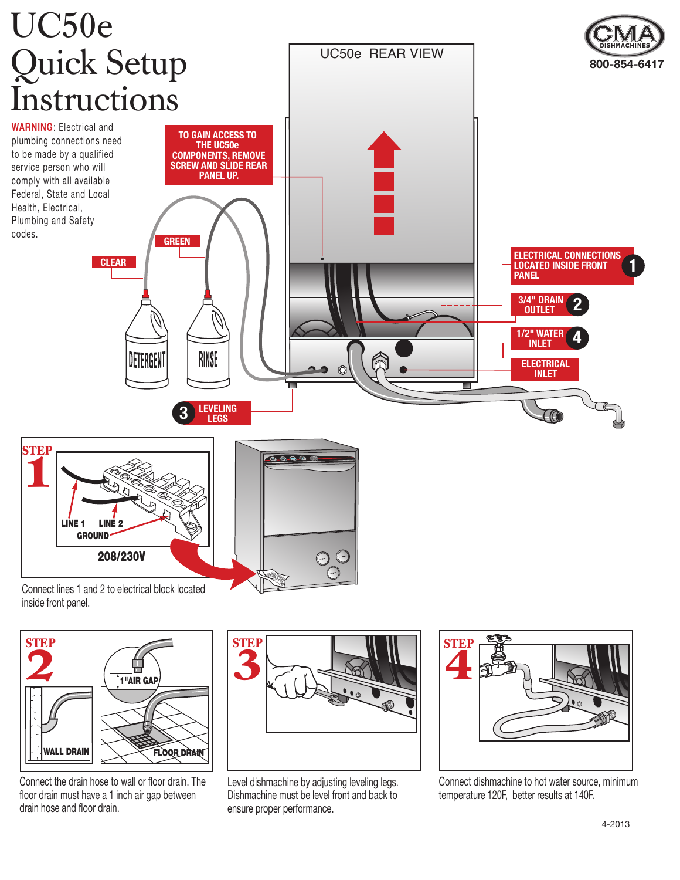# UC50e Quick Setup Instructions

CMA DISHMACHINES
800-854-6417

**WARNING**: Electrical and plumbing connections need to be made by a qualified service person who will comply with all available Federal, State and Local Health, Electrical, Plumbing and Safety codes.

UC50e REAR VIEW

**TO GAIN ACCESS TO THE UC50e COMPONENTS, REMOVE SCREW AND SLIDE REAR PANEL UP.**

CLEAR

GREEN

DETERGENT

RINSE

**1** ELECTRICAL CONNECTIONS LOCATED INSIDE FRONT PANEL

**2** 3/4" DRAIN OUTLET

**4** 1/2" WATER INLET

ELECTRICAL INLET

**3** LEVELING LEGS

## STEP 1

LINE 1
LINE 2
GROUND
208/230V

Connect lines 1 and 2 to electrical block located inside front panel.

## STEP 2

1"AIR GAP
WALL DRAIN
FLOOR DRAIN

Connect the drain hose to wall or floor drain. The floor drain must have a 1 inch air gap between drain hose and floor drain.

## STEP 3

Level dishmachine by adjusting leveling legs. Dishmachine must be level front and back to ensure proper performance.

## STEP 4

Connect dishmachine to hot water source, minimum temperature 120F, better results at 140F.

4-2013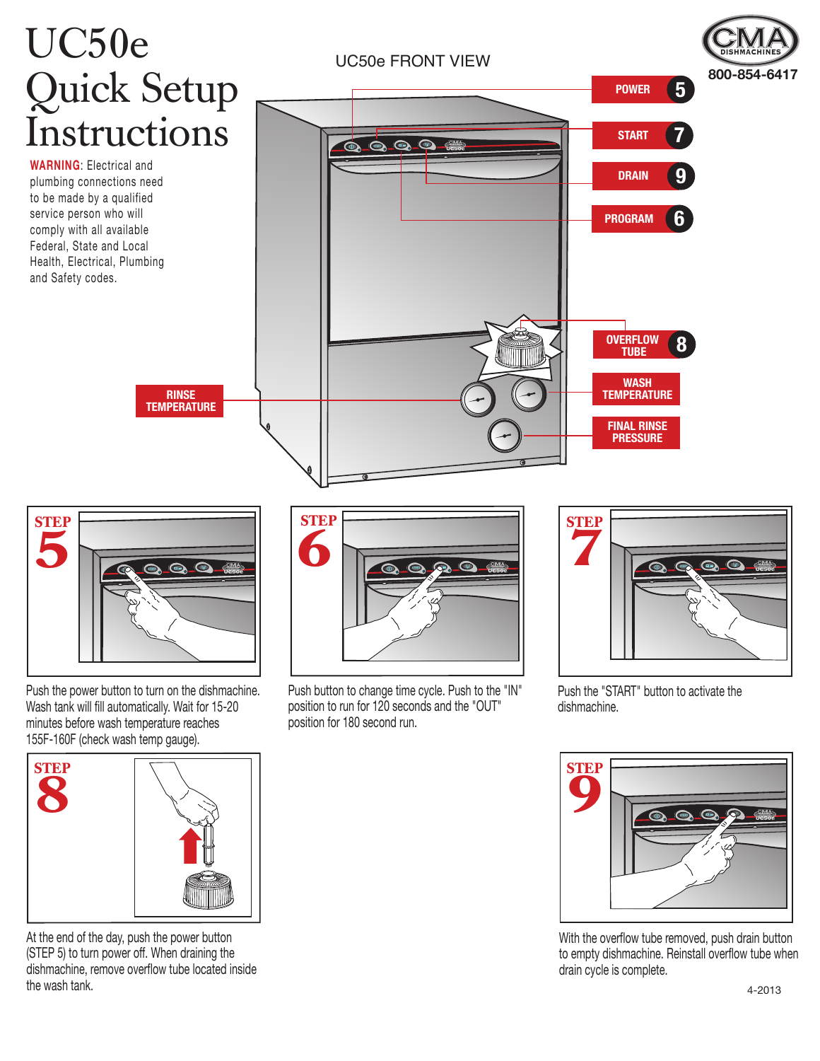# UC50e Quick Setup Instructions

**WARNING**: Electrical and plumbing connections need to be made by a qualified service person who will comply with all available Federal, State and Local Health, Electrical, Plumbing and Safety codes.

CMA DISHMACHINES

800-854-6417

UC50e FRONT VIEW

POWER 5

START 7

DRAIN 9

PROGRAM 6

OVERFLOW TUBE 8

WASH TEMPERATURE

RINSE TEMPERATURE

FINAL RINSE PRESSURE

**STEP 5**

Push the power button to turn on the dishmachine. Wash tank will fill automatically. Wait for 15-20 minutes before wash temperature reaches 155F-160F (check wash temp gauge).

**STEP 6**

Push button to change time cycle. Push to the "IN" position to run for 120 seconds and the "OUT" position for 180 second run.

**STEP 7**

Push the "START" button to activate the dishmachine.

**STEP 8**

At the end of the day, push the power button (STEP 5) to turn power off. When draining the dishmachine, remove overflow tube located inside the wash tank.

**STEP 9**

With the overflow tube removed, push drain button to empty dishmachine. Reinstall overflow tube when drain cycle is complete.

4-2013